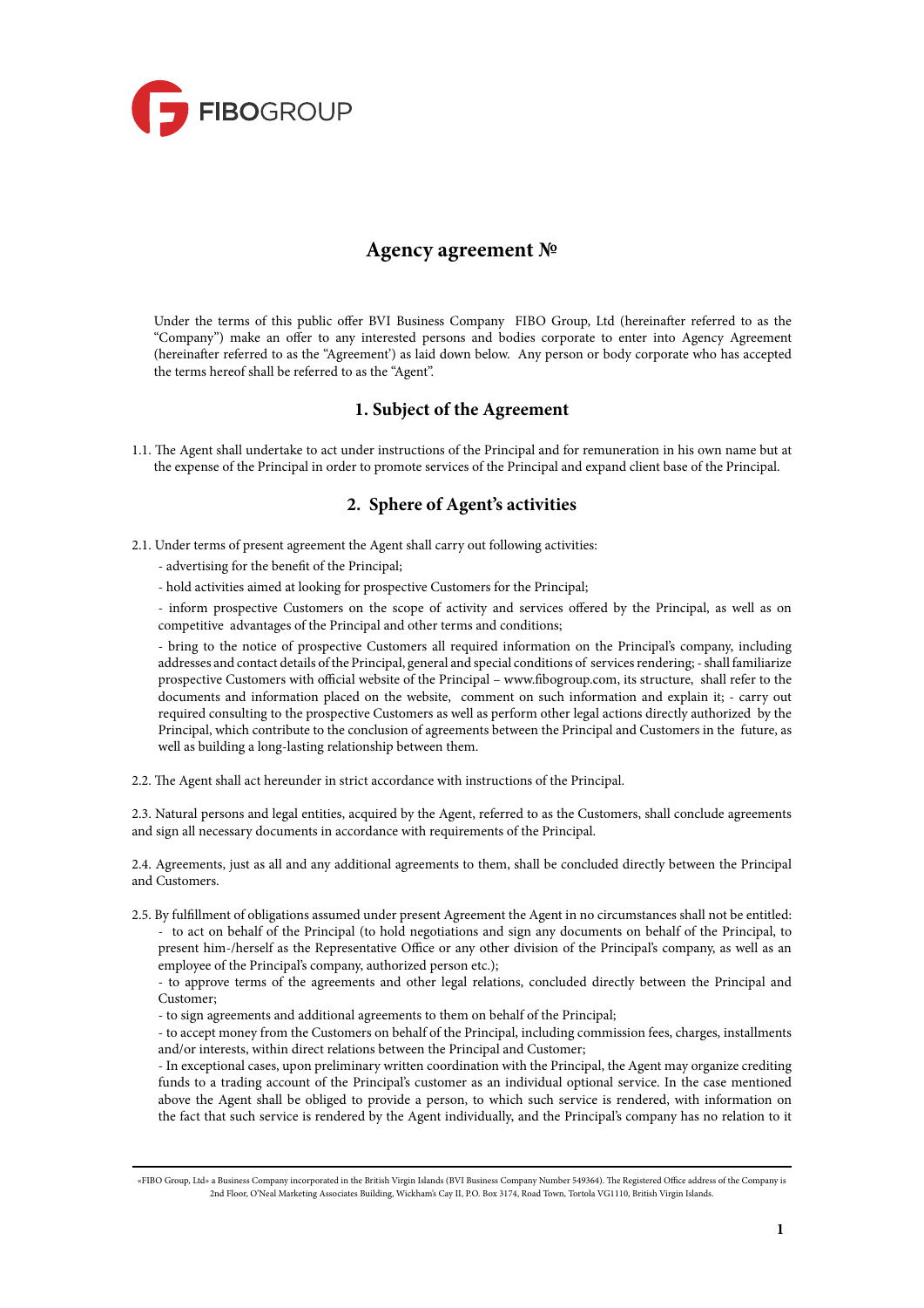# Agency agreement №

Under the terms of this public offer BVI Business Company FIBO Group, Ltd (hereinafter referred to as the "Company") make an offer to any interested persons and bodies corporate to enter into Agency Agreement (hereinafter referred to as the "Agreement') as laid down below. Any person or body corporate who has accepted the terms hereof shall be referred to as the "Agent".

## 1. Subject of the Agreement

1.1. The Agent shall undertake to act under instructions of the Principal and for remuneration in his own name but at the expense of the Principal in order to promote services of the Principal and expand client base of the Principal.

## 2. Sphere of Agent's activities

2.1. Under terms of present agreement the Agent shall carry out following activities:

- advertising for the benefit of the Principal;
- hold activities aimed at looking for prospective Customers for the Principal;
- inform prospective Customers on the scope of activity and services offered by the Principal, as well as on competitive advantages of the Principal and other terms and conditions;
- bring to the notice of prospective Customers all required information on the Principal's company, including addresses and contact details of the Principal, general and special conditions of services rendering; - shall familiarize prospective Customers with official website of the Principal – www.fibogroup.com, its structure, shall refer to the documents and information placed on the website, comment on such information and explain it; - carry out required consulting to the prospective Customers as well as perform other legal actions directly authorized by the Principal, which contribute to the conclusion of agreements between the Principal and Customers in the future, as well as building a long-lasting relationship between them.

2.2. The Agent shall act hereunder in strict accordance with instructions of the Principal.

2.3. Natural persons and legal entities, acquired by the Agent, referred to as the Customers, shall conclude agreements and sign all necessary documents in accordance with requirements of the Principal.

2.4. Agreements, just as all and any additional agreements to them, shall be concluded directly between the Principal and Customers.

2.5. By fulfillment of obligations assumed under present Agreement the Agent in no circumstances shall not be entitled:

- to act on behalf of the Principal (to hold negotiations and sign any documents on behalf of the Principal, to present him-/herself as the Representative Office or any other division of the Principal's company, as well as an employee of the Principal's company, authorized person etc.);
- to approve terms of the agreements and other legal relations, concluded directly between the Principal and Customer;
- to sign agreements and additional agreements to them on behalf of the Principal;
- to accept money from the Customers on behalf of the Principal, including commission fees, charges, installments and/or interests, within direct relations between the Principal and Customer;
- In exceptional cases, upon preliminary written coordination with the Principal, the Agent may organize crediting funds to a trading account of the Principal's customer as an individual optional service. In the case mentioned above the Agent shall be obliged to provide a person, to which such service is rendered, with information on the fact that such service is rendered by the Agent individually, and the Principal's company has no relation to it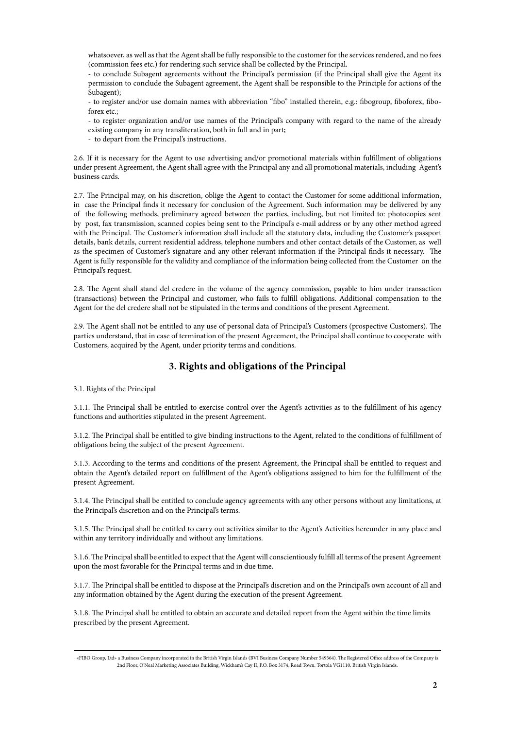whatsoever, as well as that the Agent shall be fully responsible to the customer for the services rendered, and no fees (commission fees etc.) for rendering such service shall be collected by the Principal.

- to conclude Subagent agreements without the Principal's permission (if the Principal shall give the Agent its permission to conclude the Subagent agreement, the Agent shall be responsible to the Principle for actions of the Subagent);
- to register and/or use domain names with abbreviation "fibo" installed therein, e.g.: fibogroup, fiboforex, fibo-forex etc.;
- to register organization and/or use names of the Principal's company with regard to the name of the already existing company in any transliteration, both in full and in part;
- to depart from the Principal's instructions.

2.6. If it is necessary for the Agent to use advertising and/or promotional materials within fulfillment of obligations under present Agreement, the Agent shall agree with the Principal any and all promotional materials, including Agent's business cards.

2.7. The Principal may, on his discretion, oblige the Agent to contact the Customer for some additional information, in case the Principal finds it necessary for conclusion of the Agreement. Such information may be delivered by any of the following methods, preliminary agreed between the parties, including, but not limited to: photocopies sent by post, fax transmission, scanned copies being sent to the Principal's e-mail address or by any other method agreed with the Principal. The Customer's information shall include all the statutory data, including the Customer's passport details, bank details, current residential address, telephone numbers and other contact details of the Customer, as well as the specimen of Customer's signature and any other relevant information if the Principal finds it necessary. The Agent is fully responsible for the validity and compliance of the information being collected from the Customer on the Principal's request.

2.8. The Agent shall stand del credere in the volume of the agency commission, payable to him under transaction (transactions) between the Principal and customer, who fails to fulfill obligations. Additional compensation to the Agent for the del credere shall not be stipulated in the terms and conditions of the present Agreement.

2.9. The Agent shall not be entitled to any use of personal data of Principal's Customers (prospective Customers). The parties understand, that in case of termination of the present Agreement, the Principal shall continue to cooperate with Customers, acquired by the Agent, under priority terms and conditions.

## 3. Rights and obligations of the Principal

3.1. Rights of the Principal

3.1.1. The Principal shall be entitled to exercise control over the Agent's activities as to the fulfillment of his agency functions and authorities stipulated in the present Agreement.

3.1.2. The Principal shall be entitled to give binding instructions to the Agent, related to the conditions of fulfillment of obligations being the subject of the present Agreement.

3.1.3. According to the terms and conditions of the present Agreement, the Principal shall be entitled to request and obtain the Agent's detailed report on fulfillment of the Agent's obligations assigned to him for the fulfillment of the present Agreement.

3.1.4. The Principal shall be entitled to conclude agency agreements with any other persons without any limitations, at the Principal's discretion and on the Principal's terms.

3.1.5. The Principal shall be entitled to carry out activities similar to the Agent's Activities hereunder in any place and within any territory individually and without any limitations.

3.1.6. The Principal shall be entitled to expect that the Agent will conscientiously fulfill all terms of the present Agreement upon the most favorable for the Principal terms and in due time.

3.1.7. The Principal shall be entitled to dispose at the Principal's discretion and on the Principal's own account of all and any information obtained by the Agent during the execution of the present Agreement.

3.1.8. The Principal shall be entitled to obtain an accurate and detailed report from the Agent within the time limits prescribed by the present Agreement.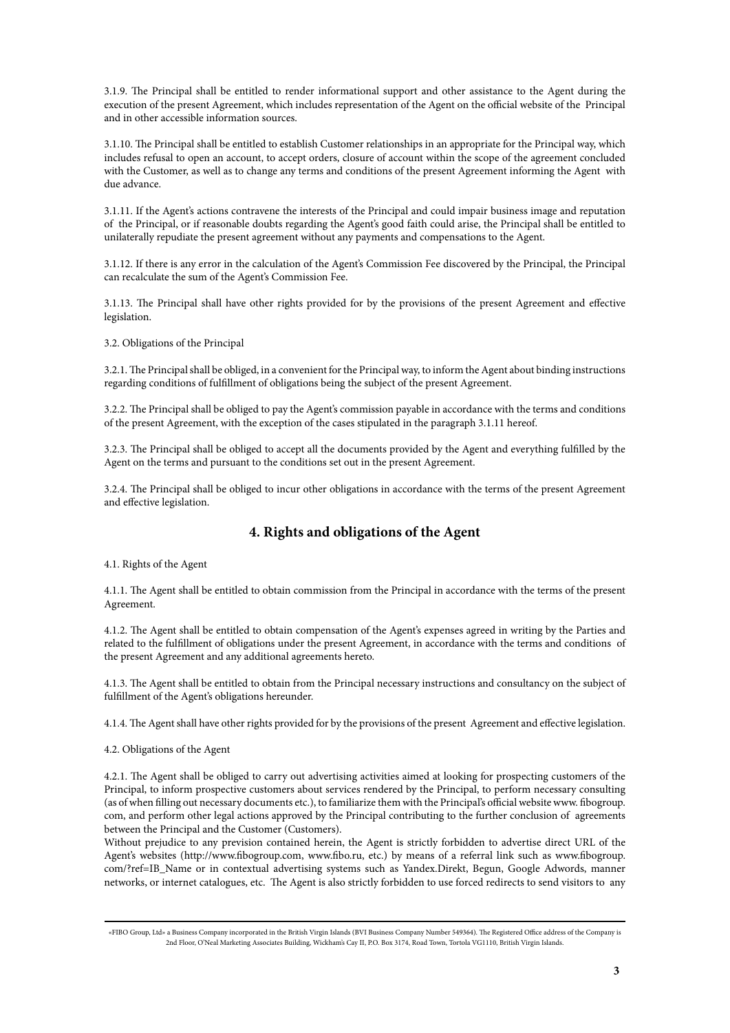3.1.9. The Principal shall be entitled to render informational support and other assistance to the Agent during the execution of the present Agreement, which includes representation of the Agent on the official website of the Principal and in other accessible information sources.

3.1.10. The Principal shall be entitled to establish Customer relationships in an appropriate for the Principal way, which includes refusal to open an account, to accept orders, closure of account within the scope of the agreement concluded with the Customer, as well as to change any terms and conditions of the present Agreement informing the Agent with due advance.

3.1.11. If the Agent's actions contravene the interests of the Principal and could impair business image and reputation of the Principal, or if reasonable doubts regarding the Agent's good faith could arise, the Principal shall be entitled to unilaterally repudiate the present agreement without any payments and compensations to the Agent.

3.1.12. If there is any error in the calculation of the Agent's Commission Fee discovered by the Principal, the Principal can recalculate the sum of the Agent's Commission Fee.

3.1.13. The Principal shall have other rights provided for by the provisions of the present Agreement and effective legislation.

3.2. Obligations of the Principal

3.2.1. The Principal shall be obliged, in a convenient for the Principal way, to inform the Agent about binding instructions regarding conditions of fulfillment of obligations being the subject of the present Agreement.

3.2.2. The Principal shall be obliged to pay the Agent's commission payable in accordance with the terms and conditions of the present Agreement, with the exception of the cases stipulated in the paragraph 3.1.11 hereof.

3.2.3. The Principal shall be obliged to accept all the documents provided by the Agent and everything fulfilled by the Agent on the terms and pursuant to the conditions set out in the present Agreement.

3.2.4. The Principal shall be obliged to incur other obligations in accordance with the terms of the present Agreement and effective legislation.

## 4. Rights and obligations of the Agent

4.1. Rights of the Agent

4.1.1. The Agent shall be entitled to obtain commission from the Principal in accordance with the terms of the present Agreement.

4.1.2. The Agent shall be entitled to obtain compensation of the Agent's expenses agreed in writing by the Parties and related to the fulfillment of obligations under the present Agreement, in accordance with the terms and conditions of the present Agreement and any additional agreements hereto.

4.1.3. The Agent shall be entitled to obtain from the Principal necessary instructions and consultancy on the subject of fulfillment of the Agent's obligations hereunder.

4.1.4. The Agent shall have other rights provided for by the provisions of the present Agreement and effective legislation.

4.2. Obligations of the Agent

4.2.1. The Agent shall be obliged to carry out advertising activities aimed at looking for prospecting customers of the Principal, to inform prospective customers about services rendered by the Principal, to perform necessary consulting (as of when filling out necessary documents etc.), to familiarize them with the Principal's official website www.fibogroup.com, and perform other legal actions approved by the Principal contributing to the further conclusion of agreements between the Principal and the Customer (Customers).
Without prejudice to any prevision contained herein, the Agent is strictly forbidden to advertise direct URL of the Agent's websites (http://www.fibogroup.com, www.fibo.ru, etc.) by means of a referral link such as www.fibogroup.com/?ref=IB_Name or in contextual advertising systems such as Yandex.Direkt, Begun, Google Adwords, manner networks, or internet catalogues, etc. The Agent is also strictly forbidden to use forced redirects to send visitors to any

«FIBO Group, Ltd» a Business Company incorporated in the British Virgin Islands (BVI Business Company Number 549364). The Registered Office address of the Company is 2nd Floor, O'Neal Marketing Associates Building, Wickham's Cay II, P.O. Box 3174, Road Town, Tortola VG1110, British Virgin Islands.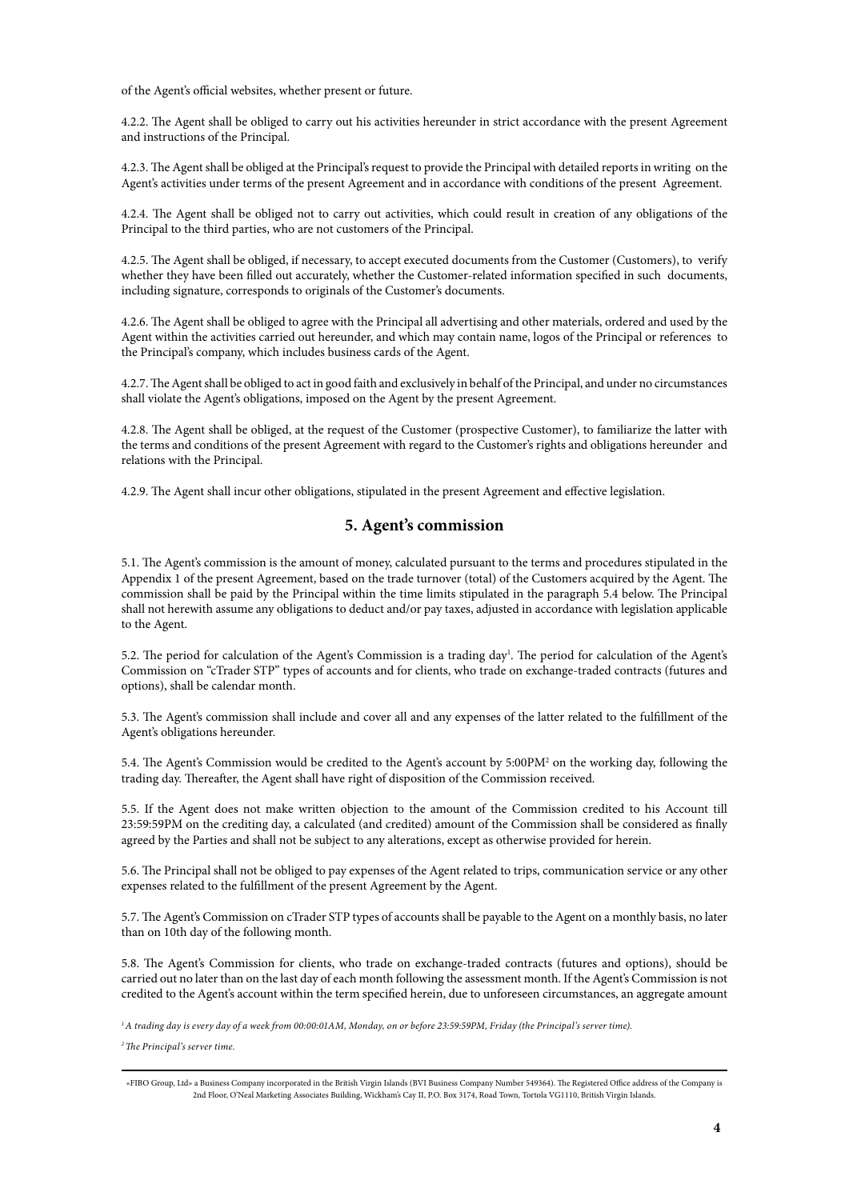of the Agent's official websites, whether present or future.

4.2.2. The Agent shall be obliged to carry out his activities hereunder in strict accordance with the present Agreement and instructions of the Principal.

4.2.3. The Agent shall be obliged at the Principal's request to provide the Principal with detailed reports in writing on the Agent's activities under terms of the present Agreement and in accordance with conditions of the present Agreement.

4.2.4. The Agent shall be obliged not to carry out activities, which could result in creation of any obligations of the Principal to the third parties, who are not customers of the Principal.

4.2.5. The Agent shall be obliged, if necessary, to accept executed documents from the Customer (Customers), to verify whether they have been filled out accurately, whether the Customer-related information specified in such documents, including signature, corresponds to originals of the Customer's documents.

4.2.6. The Agent shall be obliged to agree with the Principal all advertising and other materials, ordered and used by the Agent within the activities carried out hereunder, and which may contain name, logos of the Principal or references to the Principal's company, which includes business cards of the Agent.

4.2.7. The Agent shall be obliged to act in good faith and exclusively in behalf of the Principal, and under no circumstances shall violate the Agent's obligations, imposed on the Agent by the present Agreement.

4.2.8. The Agent shall be obliged, at the request of the Customer (prospective Customer), to familiarize the latter with the terms and conditions of the present Agreement with regard to the Customer's rights and obligations hereunder and relations with the Principal.

4.2.9. The Agent shall incur other obligations, stipulated in the present Agreement and effective legislation.

## 5. Agent's commission

5.1. The Agent's commission is the amount of money, calculated pursuant to the terms and procedures stipulated in the Appendix 1 of the present Agreement, based on the trade turnover (total) of the Customers acquired by the Agent. The commission shall be paid by the Principal within the time limits stipulated in the paragraph 5.4 below. The Principal shall not herewith assume any obligations to deduct and/or pay taxes, adjusted in accordance with legislation applicable to the Agent.

5.2. The period for calculation of the Agent's Commission is a trading day[1]. The period for calculation of the Agent's Commission on "cTrader STP" types of accounts and for clients, who trade on exchange-traded contracts (futures and options), shall be calendar month.

5.3. The Agent's commission shall include and cover all and any expenses of the latter related to the fulfillment of the Agent's obligations hereunder.

5.4. The Agent's Commission would be credited to the Agent's account by 5:00PM[2] on the working day, following the trading day. Thereafter, the Agent shall have right of disposition of the Commission received.

5.5. If the Agent does not make written objection to the amount of the Commission credited to his Account till 23:59:59PM on the crediting day, a calculated (and credited) amount of the Commission shall be considered as finally agreed by the Parties and shall not be subject to any alterations, except as otherwise provided for herein.

5.6. The Principal shall not be obliged to pay expenses of the Agent related to trips, communication service or any other expenses related to the fulfillment of the present Agreement by the Agent.

5.7. The Agent's Commission on cTrader STP types of accounts shall be payable to the Agent on a monthly basis, no later than on 10th day of the following month.

5.8. The Agent's Commission for clients, who trade on exchange-traded contracts (futures and options), should be carried out no later than on the last day of each month following the assessment month. If the Agent's Commission is not credited to the Agent's account within the term specified herein, due to unforeseen circumstances, an aggregate amount

*[1] A trading day is every day of a week from 00:00:01AM, Monday, on or before 23:59:59PM, Friday (the Principal's server time).*

*[2] The Principal's server time.*

«FIBO Group, Ltd» a Business Company incorporated in the British Virgin Islands (BVI Business Company Number 549364). The Registered Office address of the Company is 2nd Floor, O'Neal Marketing Associates Building, Wickham's Cay II, P.O. Box 3174, Road Town, Tortola VG1110, British Virgin Islands.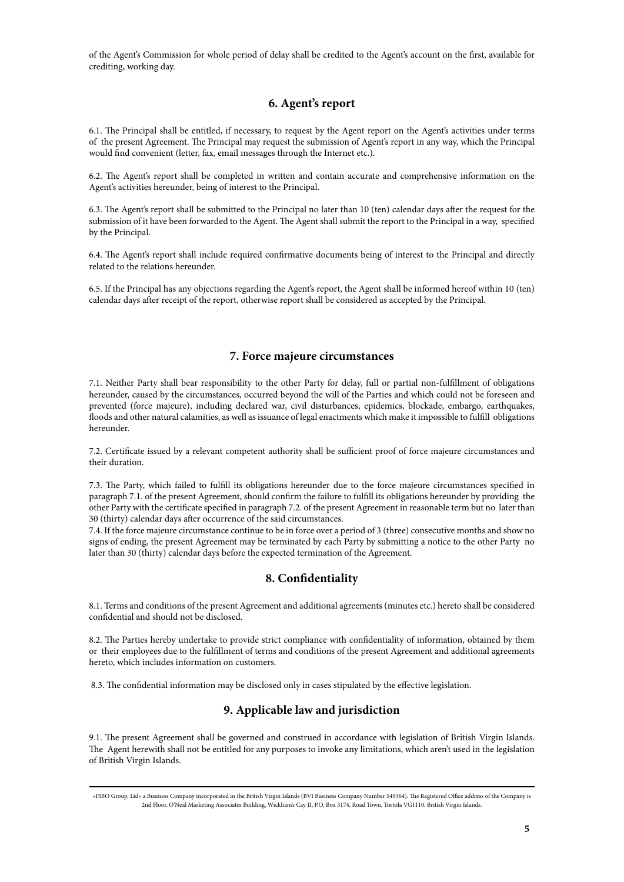of the Agent's Commission for whole period of delay shall be credited to the Agent's account on the first, available for crediting, working day.

## 6. Agent's report

6.1. The Principal shall be entitled, if necessary, to request by the Agent report on the Agent's activities under terms of the present Agreement. The Principal may request the submission of Agent's report in any way, which the Principal would find convenient (letter, fax, email messages through the Internet etc.).

6.2. The Agent's report shall be completed in written and contain accurate and comprehensive information on the Agent's activities hereunder, being of interest to the Principal.

6.3. The Agent's report shall be submitted to the Principal no later than 10 (ten) calendar days after the request for the submission of it have been forwarded to the Agent. The Agent shall submit the report to the Principal in a way, specified by the Principal.

6.4. The Agent's report shall include required confirmative documents being of interest to the Principal and directly related to the relations hereunder.

6.5. If the Principal has any objections regarding the Agent's report, the Agent shall be informed hereof within 10 (ten) calendar days after receipt of the report, otherwise report shall be considered as accepted by the Principal.

## 7. Force majeure circumstances

7.1. Neither Party shall bear responsibility to the other Party for delay, full or partial non-fulfillment of obligations hereunder, caused by the circumstances, occurred beyond the will of the Parties and which could not be foreseen and prevented (force majeure), including declared war, civil disturbances, epidemics, blockade, embargo, earthquakes, floods and other natural calamities, as well as issuance of legal enactments which make it impossible to fulfill obligations hereunder.

7.2. Certificate issued by a relevant competent authority shall be sufficient proof of force majeure circumstances and their duration.

7.3. The Party, which failed to fulfill its obligations hereunder due to the force majeure circumstances specified in paragraph 7.1. of the present Agreement, should confirm the failure to fulfill its obligations hereunder by providing the other Party with the certificate specified in paragraph 7.2. of the present Agreement in reasonable term but no later than 30 (thirty) calendar days after occurrence of the said circumstances.

7.4. If the force majeure circumstance continue to be in force over a period of 3 (three) consecutive months and show no signs of ending, the present Agreement may be terminated by each Party by submitting a notice to the other Party no later than 30 (thirty) calendar days before the expected termination of the Agreement.

## 8. Confidentiality

8.1. Terms and conditions of the present Agreement and additional agreements (minutes etc.) hereto shall be considered confidential and should not be disclosed.

8.2. The Parties hereby undertake to provide strict compliance with confidentiality of information, obtained by them or their employees due to the fulfillment of terms and conditions of the present Agreement and additional agreements hereto, which includes information on customers.

8.3. The confidential information may be disclosed only in cases stipulated by the effective legislation.

## 9. Applicable law and jurisdiction

9.1. The present Agreement shall be governed and construed in accordance with legislation of British Virgin Islands. The Agent herewith shall not be entitled for any purposes to invoke any limitations, which aren't used in the legislation of British Virgin Islands.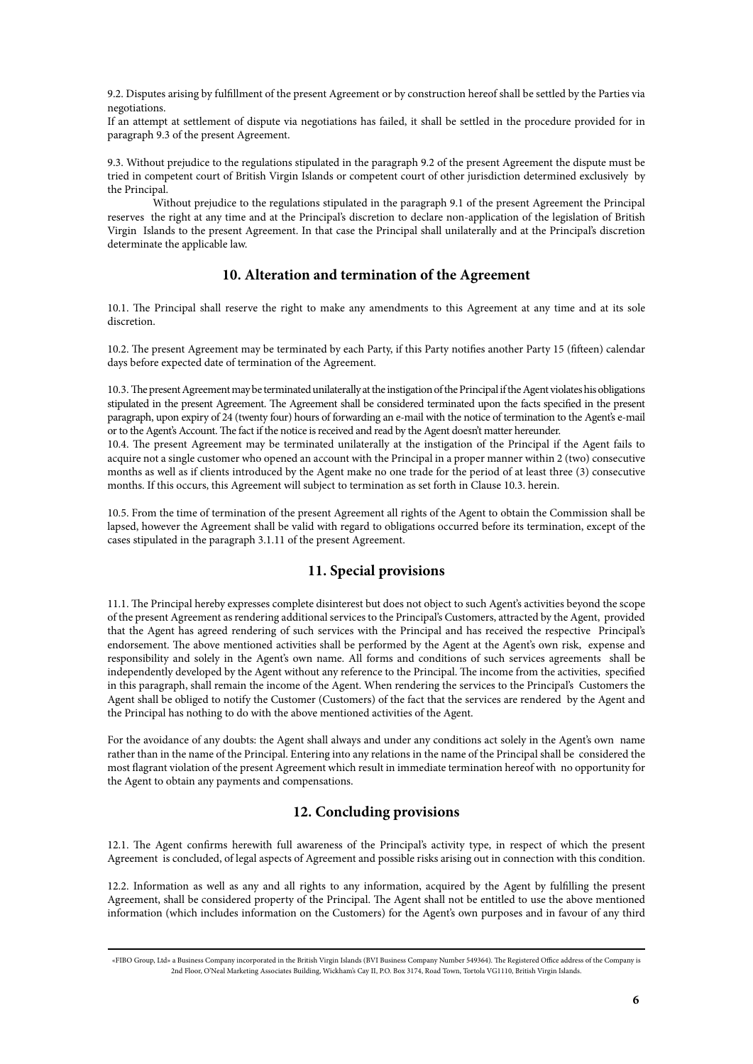9.2. Disputes arising by fulfillment of the present Agreement or by construction hereof shall be settled by the Parties via negotiations.

If an attempt at settlement of dispute via negotiations has failed, it shall be settled in the procedure provided for in paragraph 9.3 of the present Agreement.

9.3. Without prejudice to the regulations stipulated in the paragraph 9.2 of the present Agreement the dispute must be tried in competent court of British Virgin Islands or competent court of other jurisdiction determined exclusively by the Principal.

Without prejudice to the regulations stipulated in the paragraph 9.1 of the present Agreement the Principal reserves the right at any time and at the Principal's discretion to declare non-application of the legislation of British Virgin Islands to the present Agreement. In that case the Principal shall unilaterally and at the Principal's discretion determinate the applicable law.

## 10. Alteration and termination of the Agreement

10.1. The Principal shall reserve the right to make any amendments to this Agreement at any time and at its sole discretion.

10.2. The present Agreement may be terminated by each Party, if this Party notifies another Party 15 (fifteen) calendar days before expected date of termination of the Agreement.

10.3. The present Agreement may be terminated unilaterally at the instigation of the Principal if the Agent violates his obligations stipulated in the present Agreement. The Agreement shall be considered terminated upon the facts specified in the present paragraph, upon expiry of 24 (twenty four) hours of forwarding an e-mail with the notice of termination to the Agent's e-mail or to the Agent's Account. The fact if the notice is received and read by the Agent doesn't matter hereunder.

10.4. The present Agreement may be terminated unilaterally at the instigation of the Principal if the Agent fails to acquire not a single customer who opened an account with the Principal in a proper manner within 2 (two) consecutive months as well as if clients introduced by the Agent make no one trade for the period of at least three (3) consecutive months. If this occurs, this Agreement will subject to termination as set forth in Clause 10.3. herein.

10.5. From the time of termination of the present Agreement all rights of the Agent to obtain the Commission shall be lapsed, however the Agreement shall be valid with regard to obligations occurred before its termination, except of the cases stipulated in the paragraph 3.1.11 of the present Agreement.

## 11. Special provisions

11.1. The Principal hereby expresses complete disinterest but does not object to such Agent's activities beyond the scope of the present Agreement as rendering additional services to the Principal's Customers, attracted by the Agent, provided that the Agent has agreed rendering of such services with the Principal and has received the respective Principal's endorsement. The above mentioned activities shall be performed by the Agent at the Agent's own risk, expense and responsibility and solely in the Agent's own name. All forms and conditions of such services agreements shall be independently developed by the Agent without any reference to the Principal. The income from the activities, specified in this paragraph, shall remain the income of the Agent. When rendering the services to the Principal's Customers the Agent shall be obliged to notify the Customer (Customers) of the fact that the services are rendered by the Agent and the Principal has nothing to do with the above mentioned activities of the Agent.

For the avoidance of any doubts: the Agent shall always and under any conditions act solely in the Agent's own name rather than in the name of the Principal. Entering into any relations in the name of the Principal shall be considered the most flagrant violation of the present Agreement which result in immediate termination hereof with no opportunity for the Agent to obtain any payments and compensations.

## 12. Concluding provisions

12.1. The Agent confirms herewith full awareness of the Principal's activity type, in respect of which the present Agreement is concluded, of legal aspects of Agreement and possible risks arising out in connection with this condition.

12.2. Information as well as any and all rights to any information, acquired by the Agent by fulfilling the present Agreement, shall be considered property of the Principal. The Agent shall not be entitled to use the above mentioned information (which includes information on the Customers) for the Agent's own purposes and in favour of any third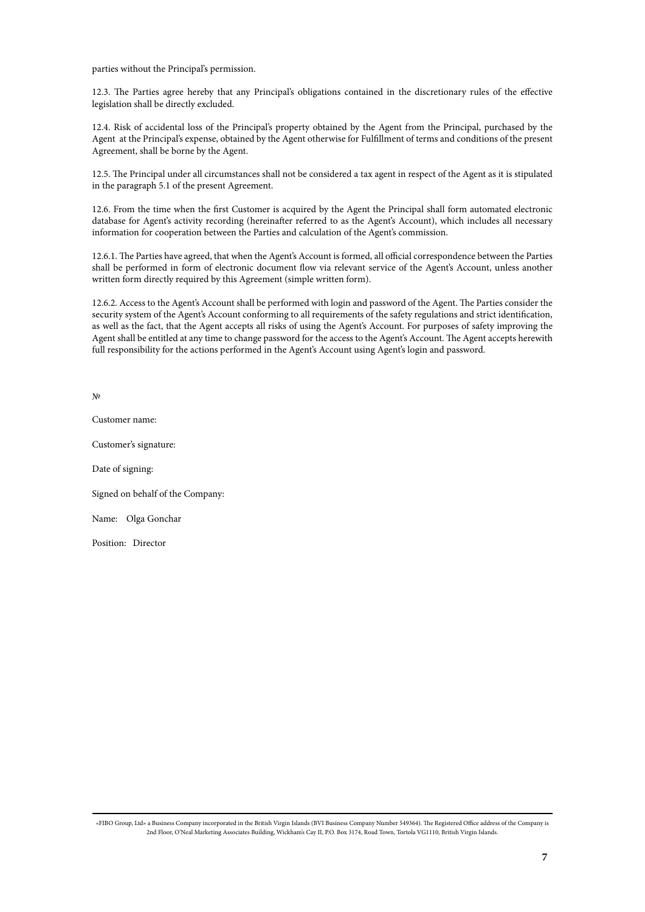parties without the Principal's permission.

12.3. The Parties agree hereby that any Principal's obligations contained in the discretionary rules of the effective legislation shall be directly excluded.

12.4. Risk of accidental loss of the Principal's property obtained by the Agent from the Principal, purchased by the Agent at the Principal's expense, obtained by the Agent otherwise for Fulfillment of terms and conditions of the present Agreement, shall be borne by the Agent.

12.5. The Principal under all circumstances shall not be considered a tax agent in respect of the Agent as it is stipulated in the paragraph 5.1 of the present Agreement.

12.6. From the time when the first Customer is acquired by the Agent the Principal shall form automated electronic database for Agent's activity recording (hereinafter referred to as the Agent's Account), which includes all necessary information for cooperation between the Parties and calculation of the Agent's commission.

12.6.1. The Parties have agreed, that when the Agent's Account is formed, all official correspondence between the Parties shall be performed in form of electronic document flow via relevant service of the Agent's Account, unless another written form directly required by this Agreement (simple written form).

12.6.2. Access to the Agent's Account shall be performed with login and password of the Agent. The Parties consider the security system of the Agent's Account conforming to all requirements of the safety regulations and strict identification, as well as the fact, that the Agent accepts all risks of using the Agent's Account. For purposes of safety improving the Agent shall be entitled at any time to change password for the access to the Agent's Account. The Agent accepts herewith full responsibility for the actions performed in the Agent's Account using Agent's login and password.

№

Customer name:

Customer's signature:

Date of signing:

Signed on behalf of the Company:

Name: Olga Gonchar

Position: Director

«FIBO Group, Ltd» a Business Company incorporated in the British Virgin Islands (BVI Business Company Number 549364). The Registered Office address of the Company is 2nd Floor, O'Neal Marketing Associates Building, Wickham's Cay II, P.O. Box 3174, Road Town, Tortola VG1110, British Virgin Islands.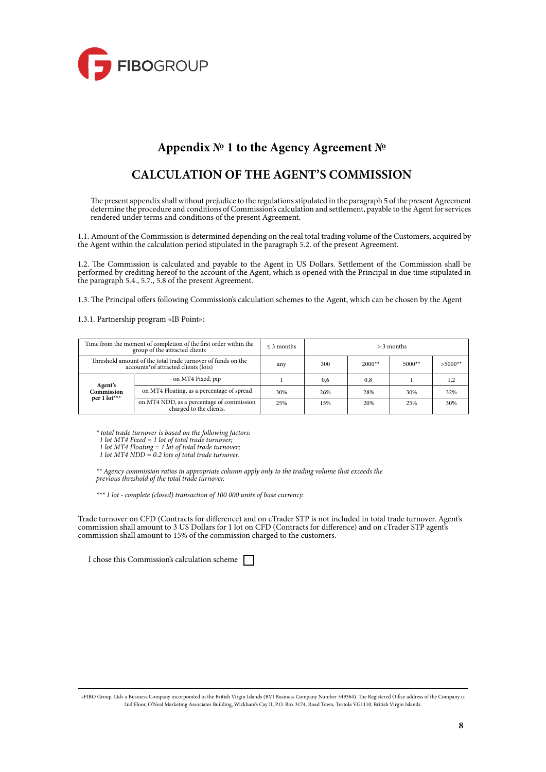# Appendix № 1 to the Agency Agreement №

## CALCULATION OF THE AGENT'S COMMISSION

The present appendix shall without prejudice to the regulations stipulated in the paragraph 5 of the present Agreement determine the procedure and conditions of Commission's calculation and settlement, payable to the Agent for services rendered under terms and conditions of the present Agreement.

1.1. Amount of the Commission is determined depending on the real total trading volume of the Customers, acquired by the Agent within the calculation period stipulated in the paragraph 5.2. of the present Agreement.

1.2. The Commission is calculated and payable to the Agent in US Dollars. Settlement of the Commission shall be performed by crediting hereof to the account of the Agent, which is opened with the Principal in due time stipulated in the paragraph 5.4., 5.7., 5.8 of the present Agreement.

1.3. The Principal offers following Commission's calculation schemes to the Agent, which can be chosen by the Agent

1.3.1. Partnership program «IB Point»:

| Time from the moment of completion of the first order within the group of the attracted clients | | ≤ 3 months | > 3 months | | | |
|---|---|---|---|---|---|---|
| Threshold amount of the total trade turnover of funds on the accounts*of attracted clients (lots) | | any | 300 | 2000** | 5000** | >5000** |
| **Agent's Commission per 1 lot***** | on MT4 Fixed, pip | 1 | 0,6 | 0,8 | 1 | 1,2 |
| | on MT4 Floating, as a percentage of spread | 30% | 26% | 28% | 30% | 32% |
| | on MT4 NDD, as a percentage of commission charged to the clients. | 25% | 15% | 20% | 25% | 30% |

*\* total trade turnover is based on the following factors:*
*1 lot MT4 Fixed = 1 lot of total trade turnover;*
*1 lot MT4 Floating = 1 lot of total trade turnover;*
*1 lot MT4 NDD = 0.2 lots of total trade turnover.*

*\*\* Agency commission ratios in appropriate column apply only to the trading volume that exceeds the previous threshold of the total trade turnover.*

*\*\*\* 1 lot - complete (closed) transaction of 100 000 units of base currency.*

Trade turnover on CFD (Contracts for difference) and on cTrader STP is not included in total trade turnover. Agent's commission shall amount to 3 US Dollars for 1 lot on CFD (Contracts for difference) and on cTrader STP agent's commission shall amount to 15% of the commission charged to the customers.

I chose this Commission's calculation scheme ☐

«FIBO Group, Ltd» a Business Company incorporated in the British Virgin Islands (BVI Business Company Number 549364). The Registered Office address of the Company is 2nd Floor, O'Neal Marketing Associates Building, Wickham's Cay II, P.O. Box 3174, Road Town, Tortola VG1110, British Virgin Islands.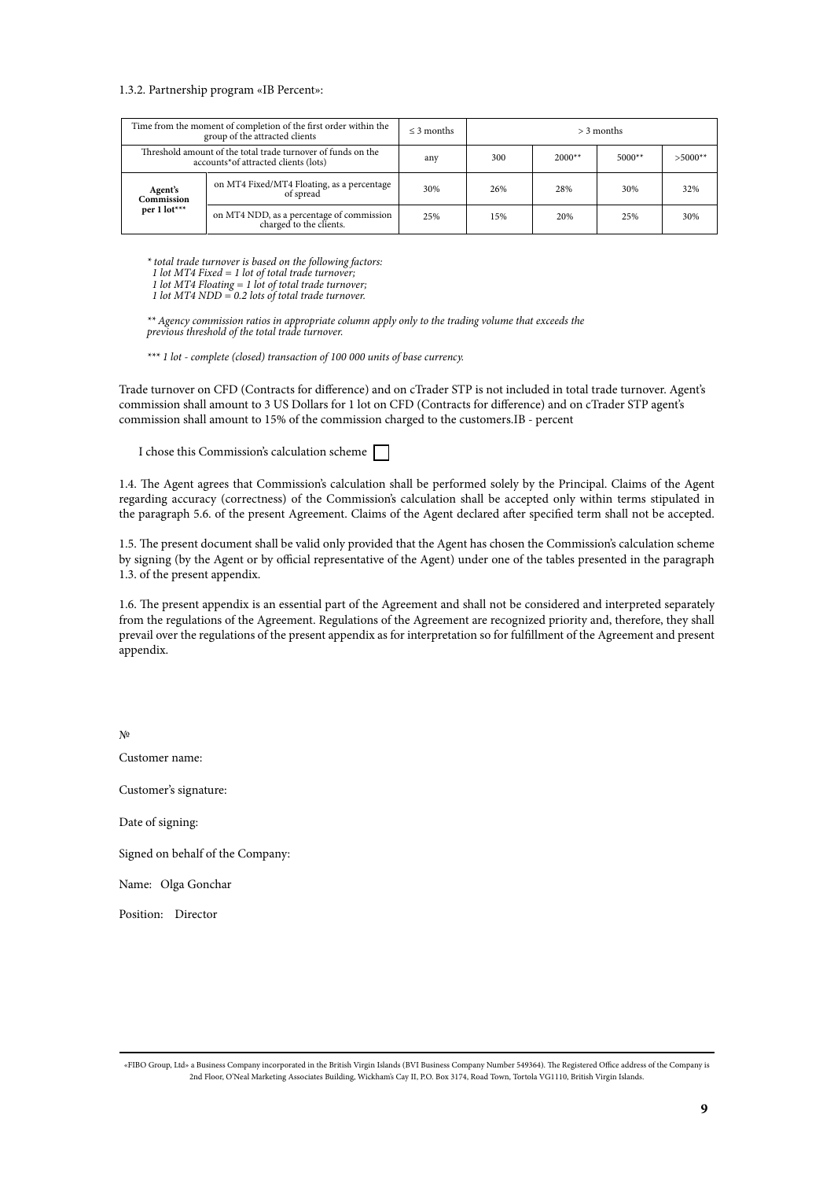1.3.2. Partnership program «IB Percent»:

| Time from the moment of completion of the first order within the group of the attracted clients | | ≤ 3 months | > 3 months | | | |
|---|---|---|---|---|---|---|
| Threshold amount of the total trade turnover of funds on the accounts* of attracted clients (lots) | | any | 300 | 2000** | 5000** | >5000** |
| Agent's Commission per 1 lot*** | on MT4 Fixed/MT4 Floating, as a percentage of spread | 30% | 26% | 28% | 30% | 32% |
| | on MT4 NDD, as a percentage of commission charged to the clients. | 25% | 15% | 20% | 25% | 30% |

*\* total trade turnover is based on the following factors:*
*1 lot MT4 Fixed = 1 lot of total trade turnover;*
*1 lot MT4 Floating = 1 lot of total trade turnover;*
*1 lot MT4 NDD = 0.2 lots of total trade turnover.*

*\*\* Agency commission ratios in appropriate column apply only to the trading volume that exceeds the previous threshold of the total trade turnover.*

*\*\*\* 1 lot - complete (closed) transaction of 100 000 units of base currency.*

Trade turnover on CFD (Contracts for difference) and on cTrader STP is not included in total trade turnover. Agent's commission shall amount to 3 US Dollars for 1 lot on CFD (Contracts for difference) and on cTrader STP agent's commission shall amount to 15% of the commission charged to the customers.IB - percent

I chose this Commission's calculation scheme ☐

1.4. The Agent agrees that Commission's calculation shall be performed solely by the Principal. Claims of the Agent regarding accuracy (correctness) of the Commission's calculation shall be accepted only within terms stipulated in the paragraph 5.6. of the present Agreement. Claims of the Agent declared after specified term shall not be accepted.

1.5. The present document shall be valid only provided that the Agent has chosen the Commission's calculation scheme by signing (by the Agent or by official representative of the Agent) under one of the tables presented in the paragraph 1.3. of the present appendix.

1.6. The present appendix is an essential part of the Agreement and shall not be considered and interpreted separately from the regulations of the Agreement. Regulations of the Agreement are recognized priority and, therefore, they shall prevail over the regulations of the present appendix as for interpretation so for fulfillment of the Agreement and present appendix.

№

Customer name:

Customer's signature:

Date of signing:

Signed on behalf of the Company:

Name: Olga Gonchar

Position: Director

«FIBO Group, Ltd» a Business Company incorporated in the British Virgin Islands (BVI Business Company Number 549364). The Registered Office address of the Company is 2nd Floor, O'Neal Marketing Associates Building, Wickham's Cay II, P.O. Box 3174, Road Town, Tortola VG1110, British Virgin Islands.